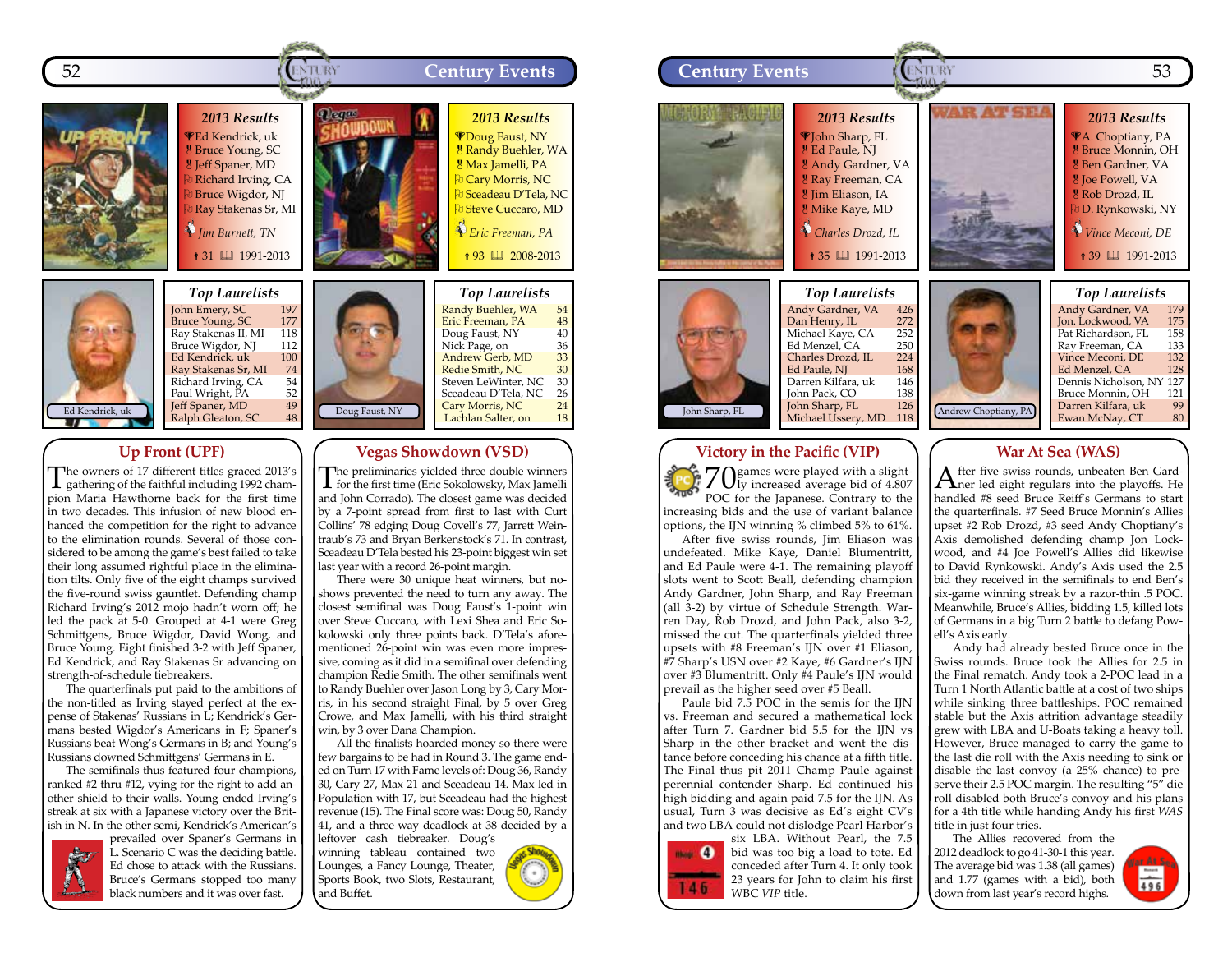## Up Front (UPF)

### 2013 Results

- Ed Kendrick, uk
- Bruce Young, SC
- Jeff Spaner, MD
- Richard Irving, CA
- Bruce Wigdor, NJ
- Ray Stakenas Sr, MI

*Jim Burnett, TN*

31 — 1991-2013

### Top Laurelists

| Name | Points |
|---|---|
| John Emery, SC | 197 |
| Bruce Young, SC | 177 |
| Ray Stakenas II, MI | 118 |
| Bruce Wigdor, NJ | 112 |
| Ed Kendrick, uk | 100 |
| Ray Stakenas Sr, MI | 74 |
| Richard Irving, CA | 54 |
| Paul Wright, PA | 52 |
| Jeff Spaner, MD | 49 |
| Ralph Gleaton, SC | 48 |

Ed Kendrick, uk

The owners of 17 different titles graced 2013's gathering of the faithful including 1992 champion Maria Hamilton back for the first time in two decades. This infusion of new blood enhanced the competition for the right to advance to the elimination rounds. Several of those considered to be among the best failed to take their long assumed rightful place in the elimination tilts. Only five of the eight champs survived the five-round swiss gauntlet. Defending champ Richard Irving's 2012 mojo hadn't worn off; he led the pack at 5-0. Grouped at 4-1 were Greg Schmittgens, Bruce Wigdor, David Wong, and Bruce Young. Eight finished 3-2 with Jeff Spaner, Ed Kendrick, and Ray Stakenas Sr advancing on strength-of-schedule tiebreakers.

The quarterfinals put paid to the ambitions of the non-titled as Irving stayed perfect at the expense of Stakenas' Russians in I; Kendrick's Germans bested Wigdor's Americans in F; Spaner's Russians beat Wong's Germans in B; and Young's Russians downed Schmittgens' Germans in E.

The semifinals thus featured four champions, ranked #2 thru #12, vying for the right to add another shield to their walls. Young ended Irving's streak at six with a Japanese victory over the British in N. In the other semi, Kendrick's American's prevailed over Spaner's Germans in L. Scenario C was the deciding battle. Ed chose to attack with the Russians. Bruce's Germans stopped too many black numbers and it was over fast.

## Vegas Showdown (VSD)

### 2013 Results

- Doug Faust, NY
- Randy Buehler, WA
- Max Jamelli, PA
- Cary Morris, NC
- Sceadeau D'Tela, NC
- Steve Cuccaro, MD

*Eric Freeman, PA*

93 — 2008-2013

### Top Laurelists

| Name | Points |
|---|---|
| Randy Buehler, WA | 54 |
| Eric Freeman, PA | 48 |
| Doug Faust, NY | 40 |
| Nick Page, on | 36 |
| Andrew Gerb, MD | 33 |
| Redie Smith, NC | 30 |
| Steven LeWinter, NC | 30 |
| Sceadeau D'Tela, NC | 26 |
| Cary Morris, NC | 24 |
| Lachlan Salter, on | 18 |

Doug Faust, NY

The preliminaries yielded three double winners for the first time (Eric Sokolowsky, Max Jamelli and John Corrado). The closest game was decided by a 7-point spread from first to last with Curt Collins' 78 edging Doug Covell's 77, Jarrett Weintraub's 73 and Bryan Berkenstock's 71. In contrast, Sceadeau D'Tela bested his 23-point biggest win set last year with a record 26-point margin.

There were 30 unique heat winners, but no-shows prevented the need to turn any away. The closest semifinal was Doug Faust's 1-point win over Steve Cuccaro, with Lexi Shea and Eric Sokolowski only three points back. D'Tela's aforementioned 26-point win was even more impressive, coming as it did in a semifinal over defending champion Redie Smith. The other semifinals went to Randy Buehler over Jason Long by 3, Cary Morris, in his second straight Final, by 5 over Greg Crowe, and Max Jamelli, with his third straight win, by 3 over Dana Champion.

All the finalists hoarded money so there were few bargains to be had in Round 3. The game ended on Turn 17 with Fame levels of: Doug 36, Randy 30, Cary 27, Max 21 and Sceadeau 18. Max led in Population with 17, but Sceadeau had the highest revenue (15). The Final score was: Doug 50, Randy 41, and a three-way deadlock at 38 decided by a leftover cash tiebreaker. Doug's winning tableau contained two Lounges, a Fancy Lounge, Theater, Sports Book, two Slots, Restaurant, and Buffet.

## Victory in the Pacific (VIP)

### 2013 Results

- John Sharp, FL
- Ed Paule, NJ
- Andy Gardner, VA
- Ray Freeman, CA
- Jim Eliason, IA
- Mike Kaye, MD

*Charles Drozd, IL*

35 — 1991-2013

### Top Laurelists

| Name | Points |
|---|---|
| Andy Gardner, VA | 426 |
| Dan Henry, IL | 272 |
| Michael Kaye, CA | 252 |
| Ed Menzel, CA | 250 |
| Charles Drozd, IL | 224 |
| Ed Paule, NJ | 168 |
| Darren Kilfara, uk | 146 |
| John Pack, CO | 138 |
| John Sharp, FL | 126 |
| Michael Ussery, MD | 118 |

John Sharp, FL

70 games were played with a slightly increased average bid of 4.807 POC for the Japanese. Contrary to the increasing bids and the use of variant balance options, the IJN winning % climbed 5% to 61%.

After five swiss rounds, Jim Eliason was undefeated. Mike Kaye, Daniel Blumentritt, and Ed Paule were 4-1. The remaining playoff slots went to Scott Beall, defending champion Andy Gardner, John Sharp, and Ray Freeman (all 3-2) by virtue of Schedule Strength. Warren Day, Rob Drozd, and John Pack, also 3-2, missed the cut. The quarterfinals yielded three upsets with #8 Freeman's IJN over #1 Eliason, #7 Sharp's USN over #2 Kaye, #6 Gardner's IJN over #3 Blumentritt. Only #4 Paule's IJN would prevail as the higher seed over #5 Beall.

Paule bid 7.5 POC in the semis for the IJN vs. Freeman and secured a mathematical lock after Turn 7. Gardner bid 5.5 for the IJN vs Sharp in the other bracket and went the distance before conceding his chance at a fifth title. The Final thus pit 2011 Champ Paule against perennial contender Sharp. Ed continued his high bidding and again paid 7.5 for the IJN. As usual, Turn 3 was decisive as Ed's eight CV's and two LBA could not dislodge Pearl Harbor's six LBA. Without Pearl, the 7.5 bid was too big a load to tote. Ed conceded after Turn 4. It only took 23 years for John to claim his first WBC *VIP* title.

## War At Sea (WAS)

### 2013 Results

- A. Choptiany, PA
- Bruce Monnin, OH
- Ben Gardner, VA
- Joe Powell, VA
- Rob Drozd, IL
- D. Rynkowski, NY

*Vince Meconi, DE*

39 — 1991-2013

### Top Laurelists

| Name | Points |
|---|---|
| Andy Gardner, VA | 179 |
| Jon. Lockwood, VA | 175 |
| Pat Richardson, FL | 158 |
| Ray Freeman, CA | 133 |
| Vince Meconi, DE | 132 |
| Ed Menzel, CA | 128 |
| Dennis Nicholson, NY | 127 |
| Bruce Monnin, OH | 121 |
| Darren Kilfara, uk | 99 |
| Ewan McNay, CT | 80 |

Andrew Choptiany, PA

After five swiss rounds, unbeaten Ben Gardner led eight regulars into the playoffs. He handled #8 seed Bruce Reiff's Germans to start the quarterfinals. #7 Seed Bruce Monnin's Allies upset #2 Rob Drozd, #3 seed Andy Choptiany's Axis demolished defending champ Jon Lockwood, and #4 Joe Powell's Allies did likewise to David Rynkowski. Andy's Axis used the 2.5 bid they received in the semifinals to end Ben's six-game winning streak by a razor-thin .5 POC. Meanwhile, Bruce's Allies, bidding 1.5, killed lots of Germans in a big Turn 2 battle to defang Powell's Axis early.

Andy had already bested Bruce once in the Swiss rounds. Bruce took the Allies for 2.5 in the Final rematch. Andy took a 2-POC lead in a Turn 1 North Atlantic battle at a cost of two ships while sinking three battleships. POC remained stable but the Axis attrition advantage steadily grew with LBA and U-Boats taking a heavy toll. However, Bruce managed to carry the game to the last die roll with the Axis needing to sink or disable the last convoy (a 25% chance) to preserve their 2.5 POC margin. The resulting "5" die roll disabled both Bruce's convoy and his plans for a 4th title while handing Andy his first *WAS* title in just four tries.

The Allies recovered from the 2012 deadlock to go 41-30-1 this year. The average bid was 1.38 (all games) and 1.77 (games with a bid), both down from last year's record highs.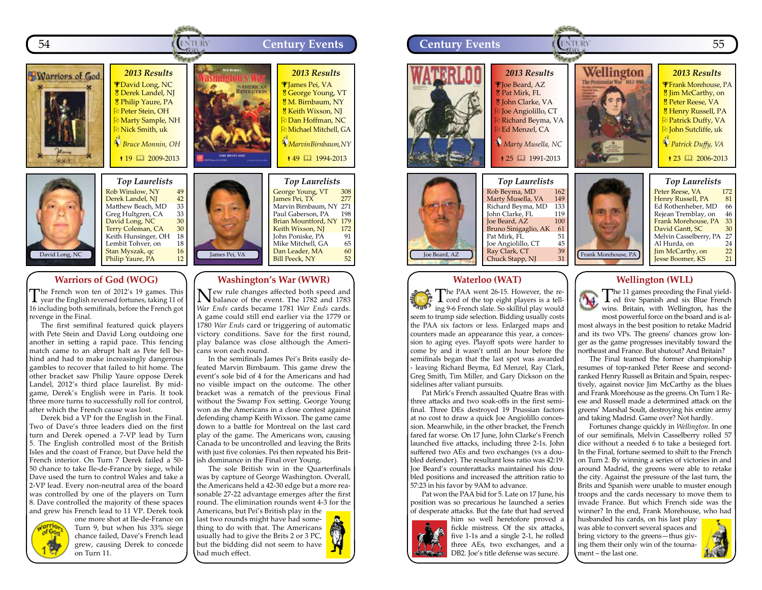## Warriors of God (WOG)

### 2013 Results

- David Long, NC
- Derek Landel, NJ
- Philip Yaure, PA
- Peter Stein, OH
- Marty Sample, NH
- Nick Smith, uk

*Bruce Monnin, OH*

19 — 2009-2013

### Top Laurelists

| Player | Laurels |
|---|---|
| Rob Winslow, NY | 49 |
| Derek Landel, NJ | 42 |
| Matthew Beach, MD | 33 |
| Greg Hultgren, CA | 33 |
| David Long, NC | 30 |
| Terry Coleman, CA | 30 |
| Keith Hunsinger, OH | 18 |
| Lembit Tohver, on | 18 |
| Stan Myszak, qc | 16 |
| Philip Yaure, PA | 12 |

David Long, NC

The French won ten of 2012's 19 games. This year the English reversed fortunes, taking 11 of 16 including both semifinals, before the French got revenge in the Final.

The first semifinal featured quick players with Pete Stein and David Long outdoing one another in setting a rapid pace. This fencing match came to an abrupt halt as Pete fell behind and had to make increasingly dangerous gambles to recover that failed to hit home. The other bracket saw Philip Yaure oppose Derek Landel, 2012's third place laurelist. By midgame, Derek's English were in Paris. It took three more turns to successfully roll for control, after which the French cause was lost.

Derek bid a VP for the English in the Final. Two of Dave's three leaders died on the first turn and Derek opened a 7-VP lead by Turn 5. The English controlled most of the British Isles and the coast of France, but Dave held the French interior. On Turn 7 Derek failed a 5-50 chance to take Ile-de-France by siege, while Dave used the turn to control Wales and take a 2-VP lead. Every non-neutral area of the board was controlled by one of the players on Turn 8. Dave controlled the majority of these spaces and grew his French lead to 11 VP. Derek took one more shot at Ile-de-France on Turn 9, but when his 33% siege chance failed, Dave's French lead grew, causing Derek to concede on Turn 11.

## Washington's War (WWR)

### 2013 Results

- James Pei, VA
- George Young, VT
- M. Birnbaum, NY
- Keith Wixson, NJ
- Dan Hoffman, NC
- Michael Mitchell, GA

*Marvin Birnbaum, NY*

49 — 1994-2013

### Top Laurelists

| Player | Laurels |
|---|---|
| George Young, VT | 308 |
| James Pei, TX | 277 |
| Marvin Birnbaum, NY | 271 |
| Paul Gaberson, PA | 198 |
| Brian Mountford, NY | 179 |
| Keith Wixson, NJ | 172 |
| John Poniske, PA | 91 |
| Mike Mitchell, GA | 65 |
| Dan Leader, MA | 60 |
| Bill Peeck, NY | 52 |

James Pei, VA

New rule changes affected both speed and balance of the event. The 1782 and 1783 *War Ends* cards became 1781 *War Ends* cards. A game could still end earlier via the 1779 or 1780 *War Ends* card or triggering of automatic victory conditions. Save for the first round, play balance was close although the Americans won each round.

In the semifinals James Pei's Brits easily defeated Marvin Birnbaum. This game drew the event's sole bid of 4 for the Americans and had no visible impact on the outcome. The other bracket was a rematch of the previous Final without the Swamp Fox setting. George Young won as the Americans in a close contest against defending champ Keith Wixson. The game came down to a battle for Montreal on the last card play of the game. The Americans won, causing Canada to be uncontrolled and leaving the Brits with just five colonies. Pei then repeated his British dominance in the Final over Young.

The sole British win in the Quarterfinals was by capture of George Washington. Overall, the Americans held a 42-30 edge but a more reasonable 27-22 advantage emerges after the first round. The elimination rounds went 4-3 for the Americans, but Pei's British play in the last two rounds might have had something to do with that. The Americans usually had to give the Brits 2 or 3 PC, but the bidding did not seem to have had much effect.

## Waterloo (WAT)

### 2013 Results

- Joe Beard, AZ
- Pat Mirk, FL
- John Clarke, VA
- Joe Angiolillo, CT
- Richard Beyma, VA
- Ed Menzel, CA

*Marty Musella, NC*

25 — 1991-2013

### Top Laurelists

| Player | Laurels |
|---|---|
| Rob Beyma, MD | 162 |
| Marty Musella, VA | 149 |
| Richard Beyma, MD | 133 |
| John Clarke, FL | 119 |
| Joe Beard, AZ | 100 |
| Bruno Sinigaglio, AK | 61 |
| Pat Mirk, FL | 51 |
| Joe Angiolillo, CT | 45 |
| Ray Clark, CT | 39 |
| Chuck Stapp, NJ | 31 |

Joe Beard, AZ

The PAA went 26-15. However, the record of the top eight players is a telling 9-6 French slate. So skillful play would seem to trump side selection. Bidding usually costs the PAA six factors or less. Enlarged maps and counters made an appearance this year, a concession to aging eyes. Playoff spots were harder to come by and it wasn't until an hour before the semifinals began that the last spot was awarded - leaving Richard Beyma, Ed Menzel, Ray Clark, Greg Smith, Tim Miller, and Gary Dickson on the sidelines after valiant pursuits.

Pat Mirk's French assaulted Quatre Bras with three attacks and two soak-offs in the first semifinal. Three DEs destroyed 19 Prussian factors at no cost to draw a quick Joe Angiolillo concession. Meanwhile, in the other bracket, the French fared far worse. On 17 June, John Clarke's French launched five attacks, including three 2-1s. John suffered two AEs and two exchanges (vs a doubled defender). The resultant loss ratio was 42:19. Joe Beard's counterattacks maintained his doubled positions and increased the attrition ratio to 57:23 in his favor by 9AM to advance.

Pat won the PAA bid for 5. Late on 17 June, his position was so precarious he launched a series of desperate attacks. But the fate that had served him so well heretofore proved a fickle mistress. Of the six attacks, five 1-1s and a single 2-1, he rolled three AEs, two exchanges, and a DB2. Joe's title defense was secure.

## Wellington (WLL)

### 2013 Results

- Frank Morehouse, PA
- Jim McCarthy, on
- Peter Reese, VA
- Henry Russell, PA
- Patrick Duffy, VA
- John Sutcliffe, uk

*Patrick Duffy, VA*

23 — 2006-2013

### Top Laurelists

| Player | Laurels |
|---|---|
| Peter Reese, VA | 172 |
| Henry Russell, PA | 81 |
| Ed Rothenheber, MD | 66 |
| Rejean Tremblay, on | 46 |
| Frank Morehouse, PA | 33 |
| David Gantt, SC | 30 |
| Melvin Casselberry, PA | 27 |
| Al Hurda, on | 24 |
| Jim McCarthy, on | 22 |
| Jesse Boomer, KS | 21 |

Frank Morehouse, PA

The 11 games preceding the Final yielded five Spanish and six Blue French wins. Britain, with Wellington, has the most powerful force on the board and is almost always in the best position to retake Madrid and its two VPs. The greens' chances grow longer as the game progresses inevitably toward the northeast and France. But shutout? And Britain?

The Final teamed the former championship resumes of top-ranked Peter Reese and second-ranked Henry Russell as Britain and Spain, respectively, against novice Jim McCarthy as the blues and Frank Morehouse as the greens. On Turn 1 Reese and Russell made a determined attack on the greens' Marshal Soult, destroying his entire army and taking Madrid. Game over? Not hardly.

Fortunes change quickly in *Wellington*. In one of our semifinals, Melvin Casselberry rolled 57 dice without a needed 6 to take a besieged fort. In the Final, fortune seemed to shift to the French on Turn 2. By winning a series of victories in and around Madrid, the greens were able to retake the city. Against the pressure of the last turn, the Brits and Spanish were unable to muster enough troops and the cards necessary to move them to invade France. But which French side was the winner? In the end, Frank Morehouse, who had husbanded his cards, on his last play was able to convert several spaces and bring victory to the greens—thus giving them their only win of the tournament – the last one.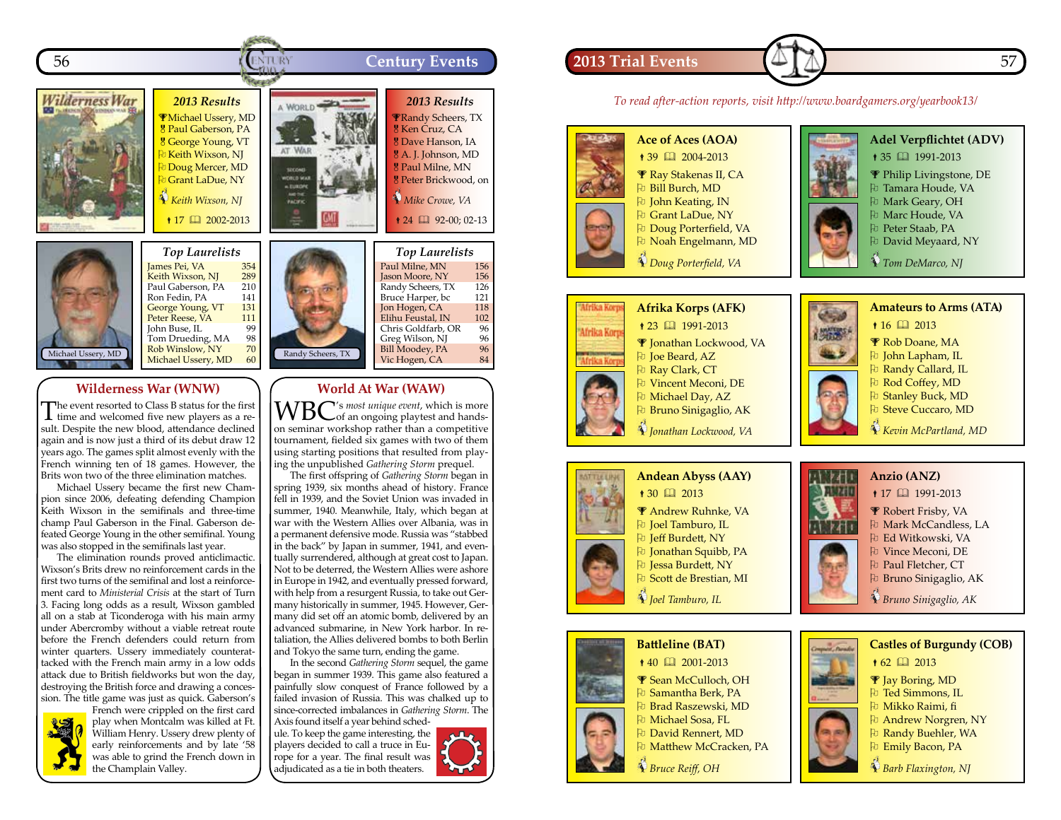# Century Events

## Wilderness War (WNW)

### 2013 Results

- Michael Ussery, MD
- Paul Gaberson, PA
- George Young, VT
- Keith Wixson, NJ
- Doug Mercer, MD
- Grant LaDue, NY

*Keith Wixson, NJ*

17 | 2002-2013

Michael Ussery, MD

### Top Laurelists

| | |
|---|---|
| James Pei, VA | 354 |
| Keith Wixson, NJ | 289 |
| Paul Gaberson, PA | 210 |
| Ron Fedin, PA | 141 |
| George Young, VT | 131 |
| Peter Reese, VA | 111 |
| John Buse, IL | 99 |
| Tom Drueding, MA | 98 |
| Rob Winslow, NY | 70 |
| Michael Ussery, MD | 60 |

The event resorted to Class B status for the first time and welcomed five new players as a result. Despite the new blood, attendance declined again and is now just a third of its debut draw 12 years ago. The games split almost evenly with the French winning ten of 18 games. However, the Brits won two of the three elimination matches.

Michael Ussery became the first new Champion since 2006, defeating defending Champion Keith Wixson in the semifinals and three-time champ Paul Gaberson in the Final. Gaberson defeated George Young in the other semifinal. Young was also stopped in the semifinals last year.

The elimination rounds proved anticlimactic. Wixson's Brits drew no reinforcement cards in the first two turns of the semifinal and lost a reinforcement card to *Ministerial Crisis* at the start of Turn 3. Facing long odds as a result, Wixson gambled all on a stab at Ticonderoga with his main army under Abercromby without a viable retreat route before the French defenders could return from winter quarters. Ussery immediately counterattacked with the French main army in a low odds attack due to British fieldworks but won the day, destroying the British force and drawing a concession. The title game was just as quick. Gaberson's French were crippled on the first card play when Montcalm was killed at Ft. William Henry. Ussery drew plenty of early reinforcements and by late '58 was able to grind the French down in the Champlain Valley.

## World At War (WAW)

### 2013 Results

- Randy Scheers, TX
- Ken Cruz, CA
- Dave Hanson, IA
- A. J. Johnson, MD
- Paul Milne, MN
- Peter Brickwood, on

*Mike Crowe, VA*

24 | 92-00; 02-13

Randy Scheers, TX

### Top Laurelists

| | |
|---|---|
| Paul Milne, MN | 156 |
| Jason Moore, NY | 156 |
| Randy Scheers, TX | 126 |
| Bruce Harper, bc | 121 |
| Jon Hogen, CA | 118 |
| Elihu Feustal, IN | 102 |
| Chris Goldfarb, OR | 96 |
| Greg Wilson, NJ | 96 |
| Bill Moodey, PA | 96 |
| Vic Hogen, CA | 84 |

WBC's *most unique event*, which is more of an ongoing playtest and hands-on seminar workshop rather than a competitive tournament, fielded six games with two of them using starting positions that resulted from playing the unpublished *Gathering Storm* prequel.

The first offspring of *Gathering Storm* began in spring 1939, six months ahead of history. France fell in 1939, and the Soviet Union was invaded in summer, 1940. Meanwhile, Italy, which began at war with the Western Allies over Albania, was in a permanent defensive mode. Russia was "stabbed in the back" by Japan in summer, 1941, and eventually surrendered, although at great cost to Japan. Not to be deterred, the Western Allies were ashore in Europe in 1942, and eventually pressed forward, with help from a resurgent Russia, to take out Germany historically in summer, 1945. However, Germany did set off an atomic bomb, delivered by an advanced submarine, in New York harbor. In retaliation, the Allies delivered bombs to both Berlin and Tokyo the same turn, ending the game.

In the second *Gathering Storm* sequel, the game began in summer 1939. This game also featured a painfully slow conquest of France followed by a failed invasion of Russia. This was chalked up to since-corrected imbalances in *Gathering Storm*. The Axis found itself a year behind schedule. To keep the game interesting, the players decided to call a truce in Europe for a year. The final result was adjudicated as a tie in both theaters.

# 2013 Trial Events

*To read after-action reports, visit http://www.boardgamers.org/yearbook13/*

## Ace of Aces (AOA)

39 | 2004-2013

- Ray Stakenas II, CA
- Bill Burch, MD
- John Keating, IN
- Grant LaDue, NY
- Doug Porterfield, VA
- Noah Engelmann, MD

*Doug Porterfield, VA*

## Adel Verpflichtet (ADV)

35 | 1991-2013

- Philip Livingstone, DE
- Tamara Houde, VA
- Mark Geary, OH
- Marc Houde, VA
- Peter Staab, PA
- David Meyaard, NY

*Tom DeMarco, NJ*

## Afrika Korps (AFK)

23 | 1991-2013

- Jonathan Lockwood, VA
- Joe Beard, AZ
- Ray Clark, CT
- Vincent Meconi, DE
- Michael Day, AZ
- Bruno Sinigaglio, AK

*Jonathan Lockwood, VA*

## Amateurs to Arms (ATA)

16 | 2013

- Rob Doane, MA
- John Lapham, IL
- Randy Callard, IL
- Rod Coffey, MD
- Stanley Buck, MD
- Steve Cuccaro, MD

*Kevin McPartland, MD*

## Andean Abyss (AAY)

30 | 2013

- Andrew Ruhnke, VA
- Joel Tamburo, IL
- Jeff Burdett, NY
- Jonathan Squibb, PA
- Jessa Burdett, NY
- Scott de Brestian, MI

*Joel Tamburo, IL*

## Anzio (ANZ)

17 | 1991-2013

- Robert Frisby, VA
- Mark McCandless, LA
- Ed Witkowski, VA
- Vince Meconi, DE
- Paul Fletcher, CT
- Bruno Sinigaglio, AK

*Bruno Sinigaglio, AK*

## Battleline (BAT)

40 | 2001-2013

- Sean McCulloch, OH
- Samantha Berk, PA
- Brad Raszewski, MD
- Michael Sosa, FL
- David Rennert, MD
- Matthew McCracken, PA

*Bruce Reiff, OH*

## Castles of Burgundy (COB)

62 | 2013

- Jay Boring, MD
- Ted Simmons, IL
- Mikko Raimi, fi
- Andrew Norgren, NY
- Randy Buehler, WA
- Emily Bacon, PA

*Barb Flaxington, NJ*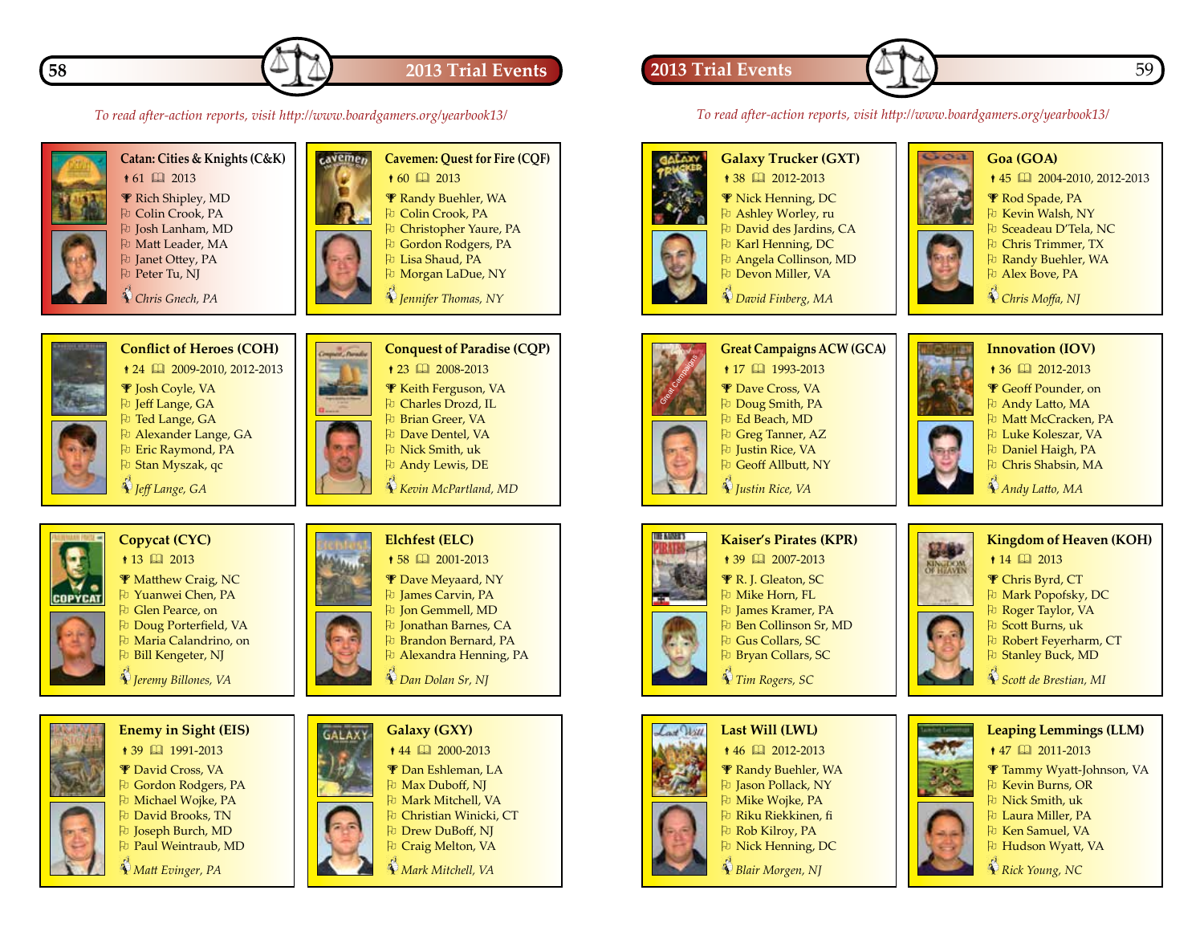## 2013 Trial Events

*To read after-action reports, visit http://www.boardgamers.org/yearbook13/*

### Catan: Cities & Knights (C&K)

61 · 2013

- Rich Shipley, MD
- Colin Crook, PA
- Josh Lanham, MD
- Matt Leader, MA
- Janet Ottey, PA
- Peter Tu, NJ

*Chris Gnech, PA*

### Cavemen: Quest for Fire (CQF)

60 · 2013

- Randy Buehler, WA
- Colin Crook, PA
- Christopher Yaure, PA
- Gordon Rodgers, PA
- Lisa Shaud, PA
- Morgan LaDue, NY

*Jennifer Thomas, NY*

### Conflict of Heroes (COH)

24 · 2009-2010, 2012-2013

- Josh Coyle, VA
- Jeff Lange, GA
- Ted Lange, GA
- Alexander Lange, GA
- Eric Raymond, PA
- Stan Myszak, qc

*Jeff Lange, GA*

### Conquest of Paradise (CQP)

23 · 2008-2013

- Keith Ferguson, VA
- Charles Drozd, IL
- Brian Greer, VA
- Dave Dentel, VA
- Nick Smith, uk
- Andy Lewis, DE

*Kevin McPartland, MD*

### Copycat (CYC)

13 · 2013

- Matthew Craig, NC
- Yuanwei Chen, PA
- Glen Pearce, on
- Doug Porterfield, VA
- Maria Calandrino, on
- Bill Kengeter, NJ

*Jeremy Billones, VA*

### Elchfest (ELC)

58 · 2001-2013

- Dave Meyaard, NY
- James Carvin, PA
- Jon Gemmell, MD
- Jonathan Barnes, CA
- Brandon Bernard, PA
- Alexandra Henning, PA

*Dan Dolan Sr, NJ*

### Enemy in Sight (EIS)

39 · 1991-2013

- David Cross, VA
- Gordon Rodgers, PA
- Michael Wojke, PA
- David Brooks, TN
- Joseph Burch, MD
- Paul Weintraub, MD

*Matt Evinger, PA*

### Galaxy (GXY)

44 · 2000-2013

- Dan Eshleman, LA
- Max Duboff, NJ
- Mark Mitchell, VA
- Christian Winicki, CT
- Drew DuBoff, NJ
- Craig Melton, VA

*Mark Mitchell, VA*

### Galaxy Trucker (GXT)

38 · 2012-2013

- Nick Henning, DC
- Ashley Worley, ru
- David des Jardins, CA
- Karl Henning, DC
- Angela Collinson, MD
- Devon Miller, VA

*David Finberg, MA*

### Goa (GOA)

45 · 2004-2010, 2012-2013

- Rod Spade, PA
- Kevin Walsh, NY
- Sceadeau D'Tela, NC
- Chris Trimmer, TX
- Randy Buehler, WA
- Alex Bove, PA

*Chris Moffa, NJ*

### Great Campaigns ACW (GCA)

17 · 1993-2013

- Dave Cross, VA
- Doug Smith, PA
- Ed Beach, MD
- Greg Tanner, AZ
- Justin Rice, VA
- Geoff Allbutt, NY

*Justin Rice, VA*

### Innovation (IOV)

36 · 2012-2013

- Geoff Pounder, on
- Andy Latto, MA
- Matt McCracken, PA
- Luke Koleszar, VA
- Daniel Haigh, PA
- Chris Shabsin, MA

*Andy Latto, MA*

### Kaiser's Pirates (KPR)

39 · 2007-2013

- R. J. Gleaton, SC
- Mike Horn, FL
- James Kramer, PA
- Ben Collinson Sr, MD
- Gus Collars, SC
- Bryan Collars, SC

*Tim Rogers, SC*

### Kingdom of Heaven (KOH)

14 · 2013

- Chris Byrd, CT
- Mark Popofsky, DC
- Roger Taylor, VA
- Scott Burns, uk
- Robert Feyerharm, CT
- Stanley Buck, MD

*Scott de Brestian, MI*

### Last Will (LWL)

46 · 2012-2013

- Randy Buehler, WA
- Jason Pollack, NY
- Mike Wojke, PA
- Riku Riekkinen, fi
- Rob Kilroy, PA
- Nick Henning, DC

*Blair Morgen, NJ*

### Leaping Lemmings (LLM)

47 · 2011-2013

- Tammy Wyatt-Johnson, VA
- Kevin Burns, OR
- Nick Smith, uk
- Laura Miller, PA
- Ken Samuel, VA
- Hudson Wyatt, VA

*Rick Young, NC*